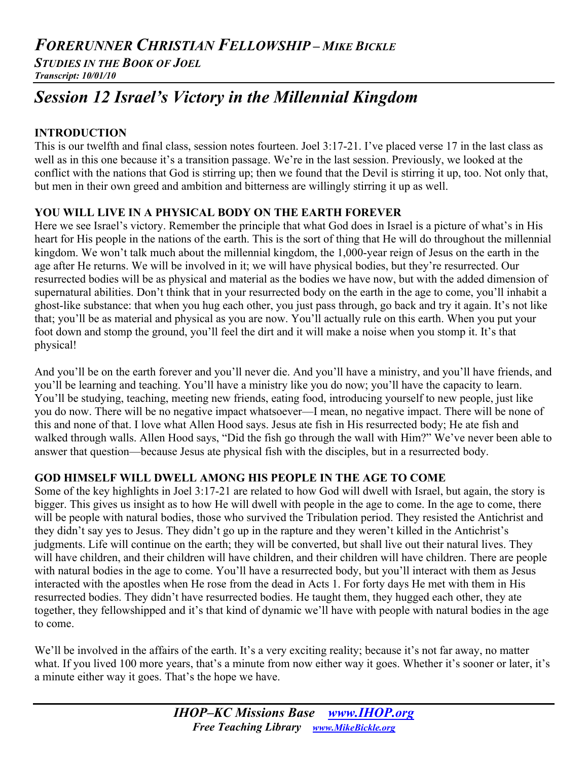## *FORERUNNER CHRISTIAN FELLOWSHIP – MIKE BICKLE*

***STUDIES IN THE BOOK OF JOEL***

***Transcript: 10/01/10***

# *Session 12 Israel's Victory in the Millennial Kingdom*

### INTRODUCTION

This is our twelfth and final class, session notes fourteen. Joel 3:17-21. I've placed verse 17 in the last class as well as in this one because it's a transition passage. We're in the last session. Previously, we looked at the conflict with the nations that God is stirring up; then we found that the Devil is stirring it up, too. Not only that, but men in their own greed and ambition and bitterness are willingly stirring it up as well.

### YOU WILL LIVE IN A PHYSICAL BODY ON THE EARTH FOREVER

Here we see Israel's victory. Remember the principle that what God does in Israel is a picture of what's in His heart for His people in the nations of the earth. This is the sort of thing that He will do throughout the millennial kingdom. We won't talk much about the millennial kingdom, the 1,000-year reign of Jesus on the earth in the age after He returns. We will be involved in it; we will have physical bodies, but they're resurrected. Our resurrected bodies will be as physical and material as the bodies we have now, but with the added dimension of supernatural abilities. Don't think that in your resurrected body on the earth in the age to come, you'll inhabit a ghost-like substance: that when you hug each other, you just pass through, go back and try it again. It's not like that; you'll be as material and physical as you are now. You'll actually rule on this earth. When you put your foot down and stomp the ground, you'll feel the dirt and it will make a noise when you stomp it. It's that physical!

And you'll be on the earth forever and you'll never die. And you'll have a ministry, and you'll have friends, and you'll be learning and teaching. You'll have a ministry like you do now; you'll have the capacity to learn. You'll be studying, teaching, meeting new friends, eating food, introducing yourself to new people, just like you do now. There will be no negative impact whatsoever—I mean, no negative impact. There will be none of this and none of that. I love what Allen Hood says. Jesus ate fish in His resurrected body; He ate fish and walked through walls. Allen Hood says, "Did the fish go through the wall with Him?" We've never been able to answer that question—because Jesus ate physical fish with the disciples, but in a resurrected body.

### GOD HIMSELF WILL DWELL AMONG HIS PEOPLE IN THE AGE TO COME

Some of the key highlights in Joel 3:17-21 are related to how God will dwell with Israel, but again, the story is bigger. This gives us insight as to how He will dwell with people in the age to come. In the age to come, there will be people with natural bodies, those who survived the Tribulation period. They resisted the Antichrist and they didn't say yes to Jesus. They didn't go up in the rapture and they weren't killed in the Antichrist's judgments. Life will continue on the earth; they will be converted, but shall live out their natural lives. They will have children, and their children will have children, and their children will have children. There are people with natural bodies in the age to come. You'll have a resurrected body, but you'll interact with them as Jesus interacted with the apostles when He rose from the dead in Acts 1. For forty days He met with them in His resurrected bodies. They didn't have resurrected bodies. He taught them, they hugged each other, they ate together, they fellowshipped and it's that kind of dynamic we'll have with people with natural bodies in the age to come.

We'll be involved in the affairs of the earth. It's a very exciting reality; because it's not far away, no matter what. If you lived 100 more years, that's a minute from now either way it goes. Whether it's sooner or later, it's a minute either way it goes. That's the hope we have.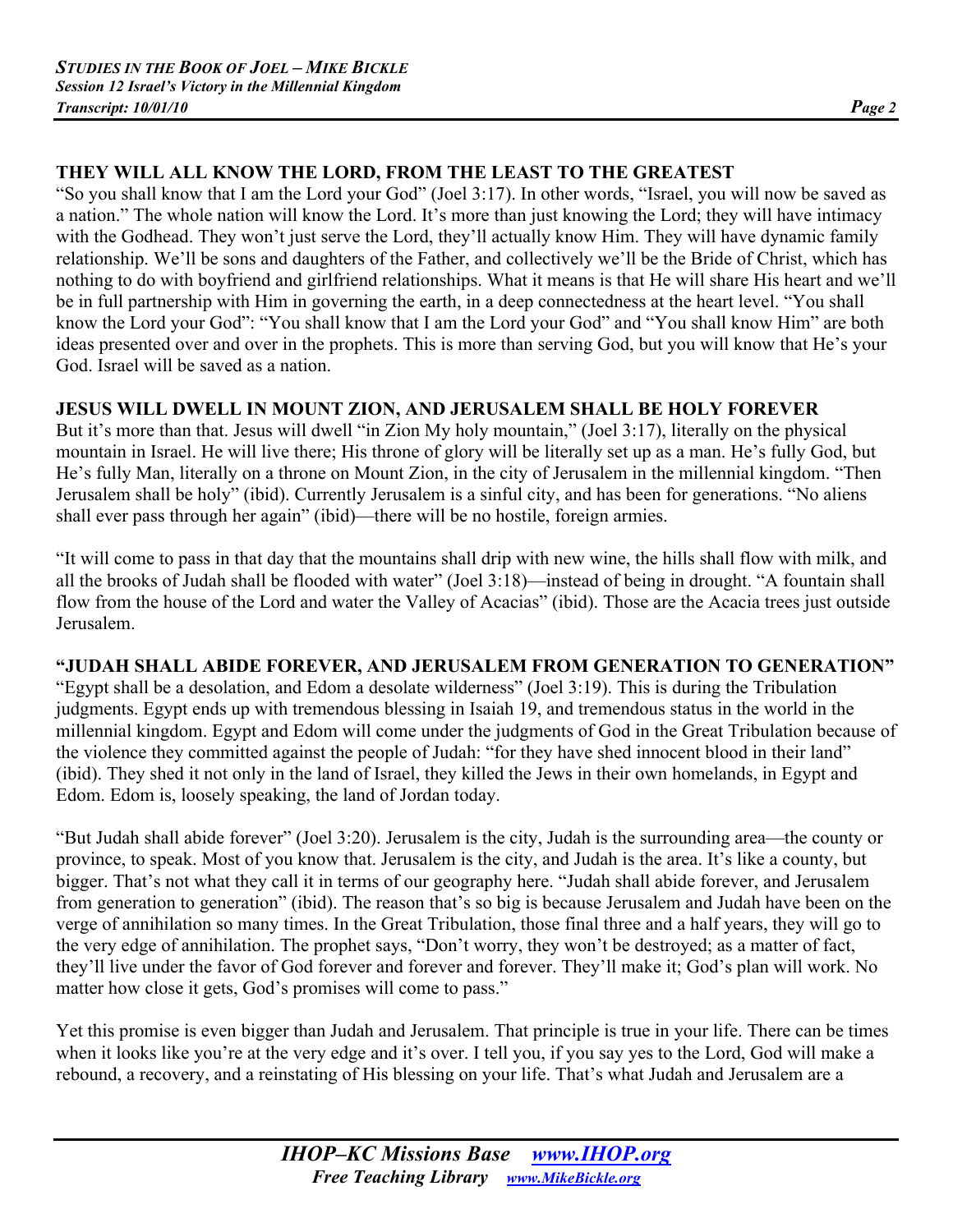## THEY WILL ALL KNOW THE LORD, FROM THE LEAST TO THE GREATEST

"So you shall know that I am the Lord your God" (Joel 3:17). In other words, "Israel, you will now be saved as a nation." The whole nation will know the Lord. It's more than just knowing the Lord; they will have intimacy with the Godhead. They won't just serve the Lord, they'll actually know Him. They will have dynamic family relationship. We'll be sons and daughters of the Father, and collectively we'll be the Bride of Christ, which has nothing to do with boyfriend and girlfriend relationships. What it means is that He will share His heart and we'll be in full partnership with Him in governing the earth, in a deep connectedness at the heart level. "You shall know the Lord your God": "You shall know that I am the Lord your God" and "You shall know Him" are both ideas presented over and over in the prophets. This is more than serving God, but you will know that He's your God. Israel will be saved as a nation.

## JESUS WILL DWELL IN MOUNT ZION, AND JERUSALEM SHALL BE HOLY FOREVER

But it's more than that. Jesus will dwell "in Zion My holy mountain," (Joel 3:17), literally on the physical mountain in Israel. He will live there; His throne of glory will be literally set up as a man. He's fully God, but He's fully Man, literally on a throne on Mount Zion, in the city of Jerusalem in the millennial kingdom. "Then Jerusalem shall be holy" (ibid). Currently Jerusalem is a sinful city, and has been for generations. "No aliens shall ever pass through her again" (ibid)—there will be no hostile, foreign armies.

"It will come to pass in that day that the mountains shall drip with new wine, the hills shall flow with milk, and all the brooks of Judah shall be flooded with water" (Joel 3:18)—instead of being in drought. "A fountain shall flow from the house of the Lord and water the Valley of Acacias" (ibid). Those are the Acacia trees just outside Jerusalem.

## "JUDAH SHALL ABIDE FOREVER, AND JERUSALEM FROM GENERATION TO GENERATION"

"Egypt shall be a desolation, and Edom a desolate wilderness" (Joel 3:19). This is during the Tribulation judgments. Egypt ends up with tremendous blessing in Isaiah 19, and tremendous status in the world in the millennial kingdom. Egypt and Edom will come under the judgments of God in the Great Tribulation because of the violence they committed against the people of Judah: "for they have shed innocent blood in their land" (ibid). They shed it not only in the land of Israel, they killed the Jews in their own homelands, in Egypt and Edom. Edom is, loosely speaking, the land of Jordan today.

"But Judah shall abide forever" (Joel 3:20). Jerusalem is the city, Judah is the surrounding area—the county or province, to speak. Most of you know that. Jerusalem is the city, and Judah is the area. It's like a county, but bigger. That's not what they call it in terms of our geography here. "Judah shall abide forever, and Jerusalem from generation to generation" (ibid). The reason that's so big is because Jerusalem and Judah have been on the verge of annihilation so many times. In the Great Tribulation, those final three and a half years, they will go to the very edge of annihilation. The prophet says, "Don't worry, they won't be destroyed; as a matter of fact, they'll live under the favor of God forever and forever and forever. They'll make it; God's plan will work. No matter how close it gets, God's promises will come to pass."

Yet this promise is even bigger than Judah and Jerusalem. That principle is true in your life. There can be times when it looks like you're at the very edge and it's over. I tell you, if you say yes to the Lord, God will make a rebound, a recovery, and a reinstating of His blessing on your life. That's what Judah and Jerusalem are a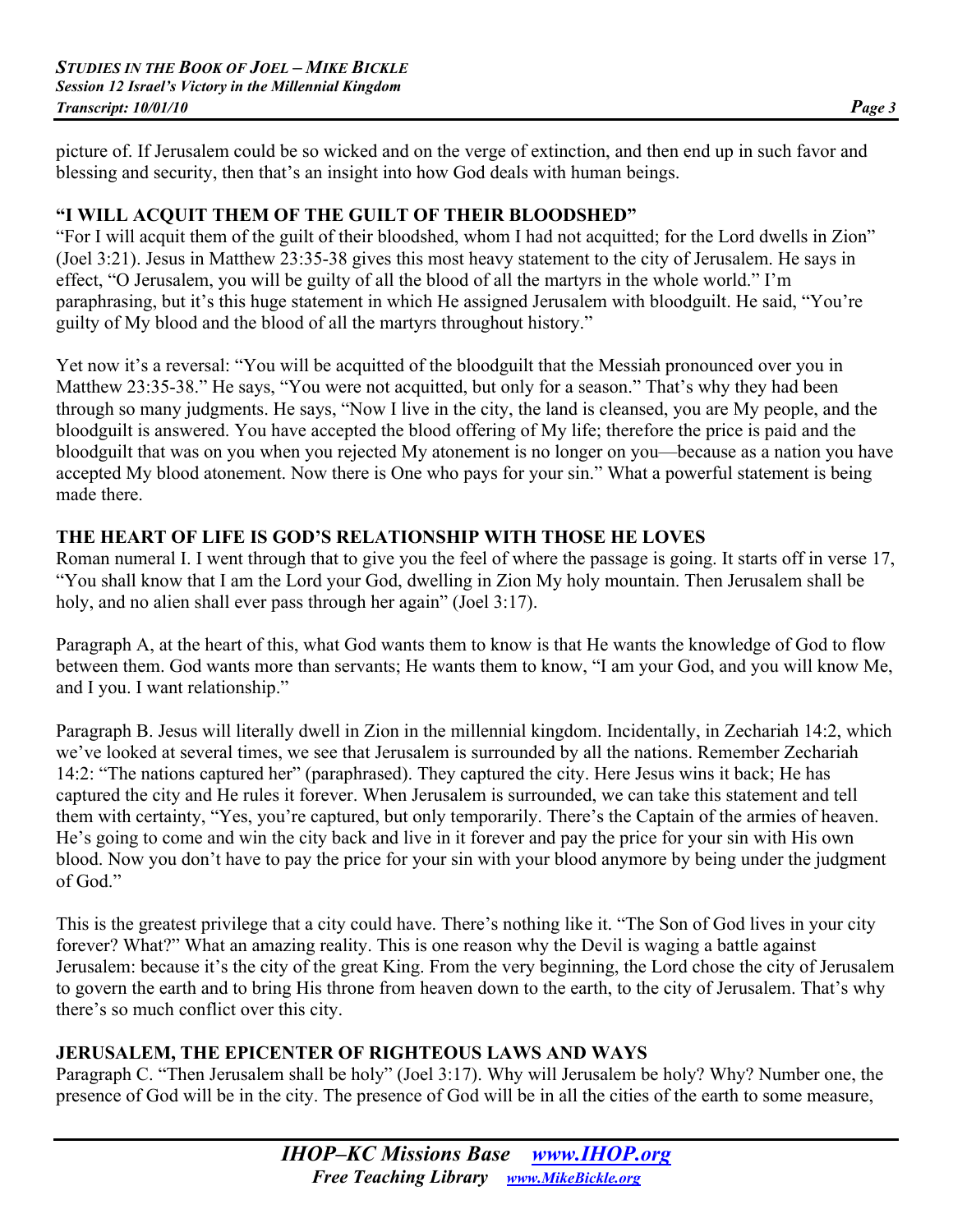picture of. If Jerusalem could be so wicked and on the verge of extinction, and then end up in such favor and blessing and security, then that's an insight into how God deals with human beings.

## "I WILL ACQUIT THEM OF THE GUILT OF THEIR BLOODSHED"

"For I will acquit them of the guilt of their bloodshed, whom I had not acquitted; for the Lord dwells in Zion" (Joel 3:21). Jesus in Matthew 23:35-38 gives this most heavy statement to the city of Jerusalem. He says in effect, "O Jerusalem, you will be guilty of all the blood of all the martyrs in the whole world." I'm paraphrasing, but it's this huge statement in which He assigned Jerusalem with bloodguilt. He said, "You're guilty of My blood and the blood of all the martyrs throughout history."

Yet now it's a reversal: "You will be acquitted of the bloodguilt that the Messiah pronounced over you in Matthew 23:35-38." He says, "You were not acquitted, but only for a season." That's why they had been through so many judgments. He says, "Now I live in the city, the land is cleansed, you are My people, and the bloodguilt is answered. You have accepted the blood offering of My life; therefore the price is paid and the bloodguilt that was on you when you rejected My atonement is no longer on you—because as a nation you have accepted My blood atonement. Now there is One who pays for your sin." What a powerful statement is being made there.

## THE HEART OF LIFE IS GOD'S RELATIONSHIP WITH THOSE HE LOVES

Roman numeral I. I went through that to give you the feel of where the passage is going. It starts off in verse 17, "You shall know that I am the Lord your God, dwelling in Zion My holy mountain. Then Jerusalem shall be holy, and no alien shall ever pass through her again" (Joel 3:17).

Paragraph A, at the heart of this, what God wants them to know is that He wants the knowledge of God to flow between them. God wants more than servants; He wants them to know, "I am your God, and you will know Me, and I you. I want relationship."

Paragraph B. Jesus will literally dwell in Zion in the millennial kingdom. Incidentally, in Zechariah 14:2, which we've looked at several times, we see that Jerusalem is surrounded by all the nations. Remember Zechariah 14:2: "The nations captured her" (paraphrased). They captured the city. Here Jesus wins it back; He has captured the city and He rules it forever. When Jerusalem is surrounded, we can take this statement and tell them with certainty, "Yes, you're captured, but only temporarily. There's the Captain of the armies of heaven. He's going to come and win the city back and live in it forever and pay the price for your sin with His own blood. Now you don't have to pay the price for your sin with your blood anymore by being under the judgment of God."

This is the greatest privilege that a city could have. There's nothing like it. "The Son of God lives in your city forever? What?" What an amazing reality. This is one reason why the Devil is waging a battle against Jerusalem: because it's the city of the great King. From the very beginning, the Lord chose the city of Jerusalem to govern the earth and to bring His throne from heaven down to the earth, to the city of Jerusalem. That's why there's so much conflict over this city.

## JERUSALEM, THE EPICENTER OF RIGHTEOUS LAWS AND WAYS

Paragraph C. "Then Jerusalem shall be holy" (Joel 3:17). Why will Jerusalem be holy? Why? Number one, the presence of God will be in the city. The presence of God will be in all the cities of the earth to some measure,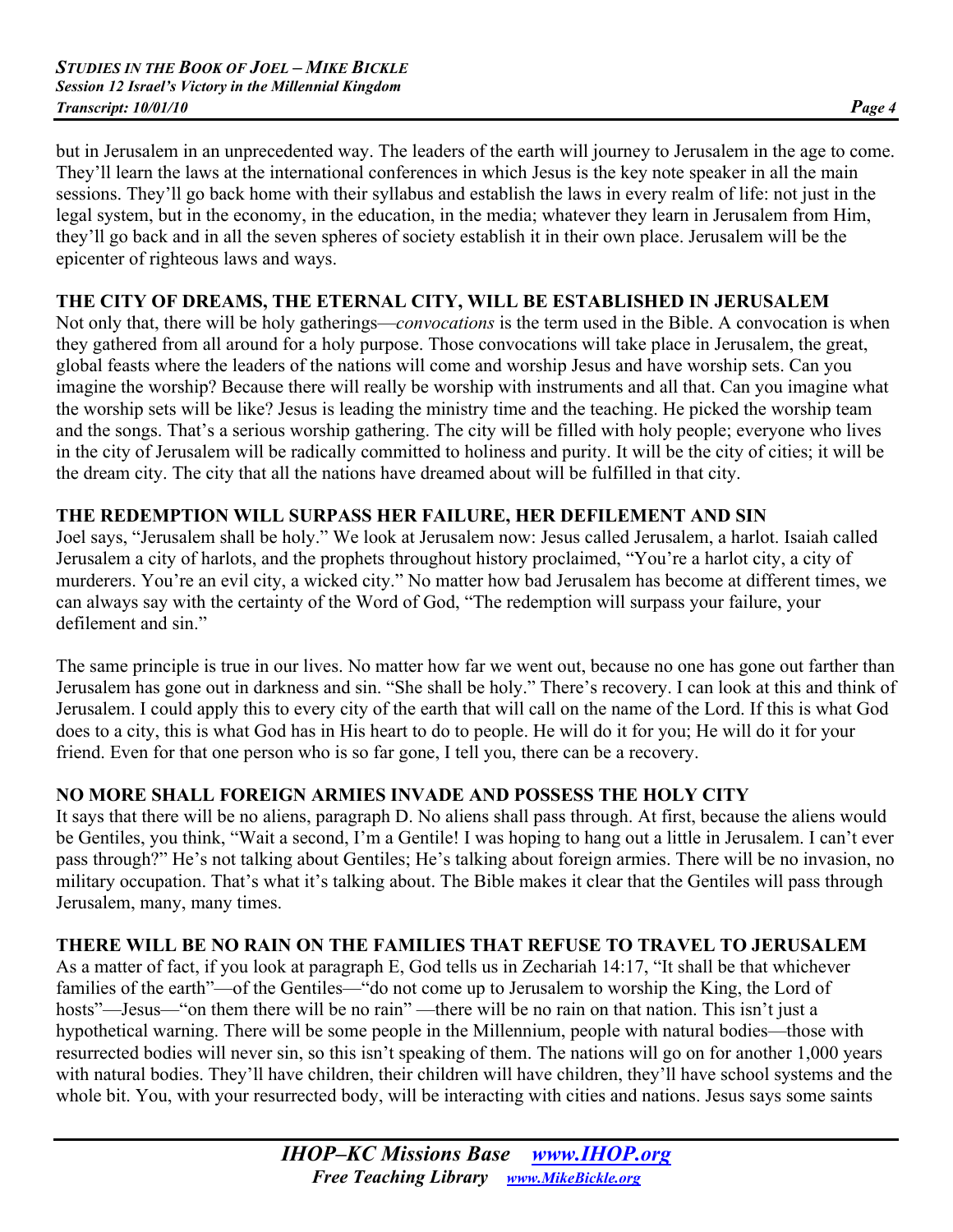but in Jerusalem in an unprecedented way. The leaders of the earth will journey to Jerusalem in the age to come. They'll learn the laws at the international conferences in which Jesus is the key note speaker in all the main sessions. They'll go back home with their syllabus and establish the laws in every realm of life: not just in the legal system, but in the economy, in the education, in the media; whatever they learn in Jerusalem from Him, they'll go back and in all the seven spheres of society establish it in their own place. Jerusalem will be the epicenter of righteous laws and ways.

**THE CITY OF DREAMS, THE ETERNAL CITY, WILL BE ESTABLISHED IN JERUSALEM**

Not only that, there will be holy gatherings—*convocations* is the term used in the Bible. A convocation is when they gathered from all around for a holy purpose. Those convocations will take place in Jerusalem, the great, global feasts where the leaders of the nations will come and worship Jesus and have worship sets. Can you imagine the worship? Because there will really be worship with instruments and all that. Can you imagine what the worship sets will be like? Jesus is leading the ministry time and the teaching. He picked the worship team and the songs. That's a serious worship gathering. The city will be filled with holy people; everyone who lives in the city of Jerusalem will be radically committed to holiness and purity. It will be the city of cities; it will be the dream city. The city that all the nations have dreamed about will be fulfilled in that city.

**THE REDEMPTION WILL SURPASS HER FAILURE, HER DEFILEMENT AND SIN**

Joel says, "Jerusalem shall be holy." We look at Jerusalem now: Jesus called Jerusalem, a harlot. Isaiah called Jerusalem a city of harlots, and the prophets throughout history proclaimed, "You're a harlot city, a city of murderers. You're an evil city, a wicked city." No matter how bad Jerusalem has become at different times, we can always say with the certainty of the Word of God, "The redemption will surpass your failure, your defilement and sin."

The same principle is true in our lives. No matter how far we went out, because no one has gone out farther than Jerusalem has gone out in darkness and sin. "She shall be holy." There's recovery. I can look at this and think of Jerusalem. I could apply this to every city of the earth that will call on the name of the Lord. If this is what God does to a city, this is what God has in His heart to do to people. He will do it for you; He will do it for your friend. Even for that one person who is so far gone, I tell you, there can be a recovery.

**NO MORE SHALL FOREIGN ARMIES INVADE AND POSSESS THE HOLY CITY**

It says that there will be no aliens, paragraph D. No aliens shall pass through. At first, because the aliens would be Gentiles, you think, "Wait a second, I'm a Gentile! I was hoping to hang out a little in Jerusalem. I can't ever pass through?" He's not talking about Gentiles; He's talking about foreign armies. There will be no invasion, no military occupation. That's what it's talking about. The Bible makes it clear that the Gentiles will pass through Jerusalem, many, many times.

**THERE WILL BE NO RAIN ON THE FAMILIES THAT REFUSE TO TRAVEL TO JERUSALEM**

As a matter of fact, if you look at paragraph E, God tells us in Zechariah 14:17, "It shall be that whichever families of the earth"—of the Gentiles—"do not come up to Jerusalem to worship the King, the Lord of hosts"—Jesus—"on them there will be no rain" —there will be no rain on that nation. This isn't just a hypothetical warning. There will be some people in the Millennium, people with natural bodies—those with resurrected bodies will never sin, so this isn't speaking of them. The nations will go on for another 1,000 years with natural bodies. They'll have children, their children will have children, they'll have school systems and the whole bit. You, with your resurrected body, will be interacting with cities and nations. Jesus says some saints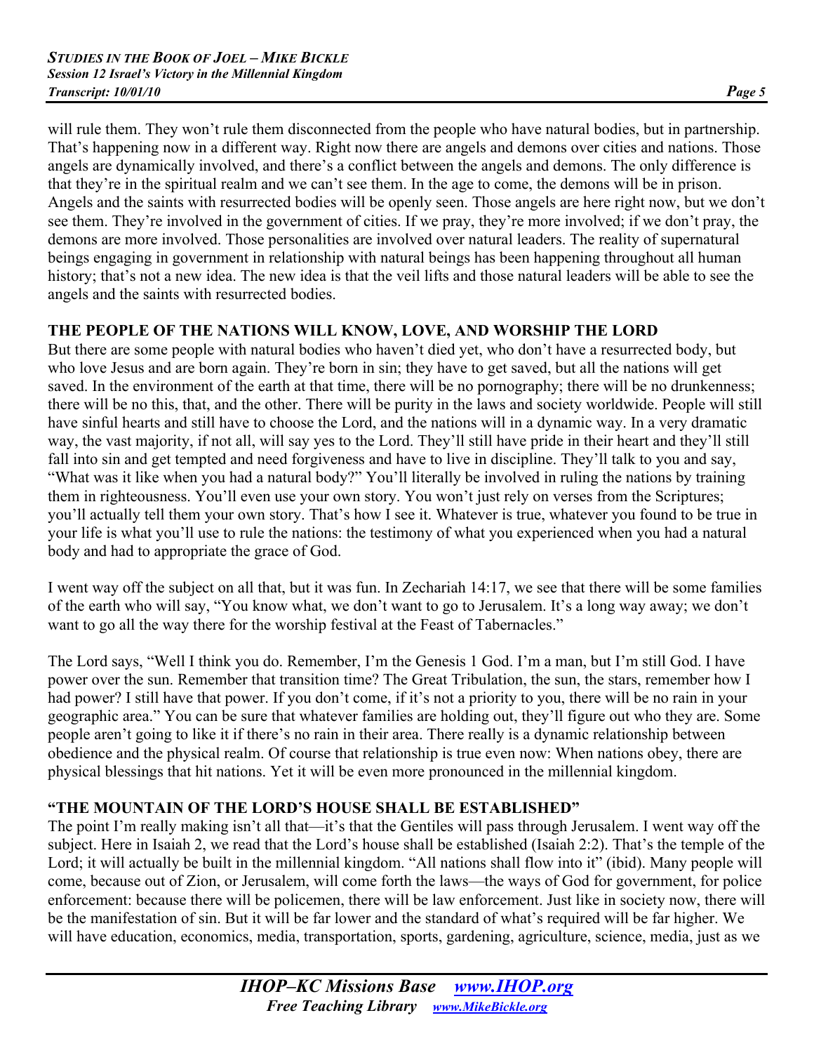will rule them. They won't rule them disconnected from the people who have natural bodies, but in partnership. That's happening now in a different way. Right now there are angels and demons over cities and nations. Those angels are dynamically involved, and there's a conflict between the angels and demons. The only difference is that they're in the spiritual realm and we can't see them. In the age to come, the demons will be in prison. Angels and the saints with resurrected bodies will be openly seen. Those angels are here right now, but we don't see them. They're involved in the government of cities. If we pray, they're more involved; if we don't pray, the demons are more involved. Those personalities are involved over natural leaders. The reality of supernatural beings engaging in government in relationship with natural beings has been happening throughout all human history; that's not a new idea. The new idea is that the veil lifts and those natural leaders will be able to see the angels and the saints with resurrected bodies.

## THE PEOPLE OF THE NATIONS WILL KNOW, LOVE, AND WORSHIP THE LORD

But there are some people with natural bodies who haven't died yet, who don't have a resurrected body, but who love Jesus and are born again. They're born in sin; they have to get saved, but all the nations will get saved. In the environment of the earth at that time, there will be no pornography; there will be no drunkenness; there will be no this, that, and the other. There will be purity in the laws and society worldwide. People will still have sinful hearts and still have to choose the Lord, and the nations will in a dynamic way. In a very dramatic way, the vast majority, if not all, will say yes to the Lord. They'll still have pride in their heart and they'll still fall into sin and get tempted and need forgiveness and have to live in discipline. They'll talk to you and say, "What was it like when you had a natural body?" You'll literally be involved in ruling the nations by training them in righteousness. You'll even use your own story. You won't just rely on verses from the Scriptures; you'll actually tell them your own story. That's how I see it. Whatever is true, whatever you found to be true in your life is what you'll use to rule the nations: the testimony of what you experienced when you had a natural body and had to appropriate the grace of God.

I went way off the subject on all that, but it was fun. In Zechariah 14:17, we see that there will be some families of the earth who will say, "You know what, we don't want to go to Jerusalem. It's a long way away; we don't want to go all the way there for the worship festival at the Feast of Tabernacles."

The Lord says, "Well I think you do. Remember, I'm the Genesis 1 God. I'm a man, but I'm still God. I have power over the sun. Remember that transition time? The Great Tribulation, the sun, the stars, remember how I had power? I still have that power. If you don't come, if it's not a priority to you, there will be no rain in your geographic area." You can be sure that whatever families are holding out, they'll figure out who they are. Some people aren't going to like it if there's no rain in their area. There really is a dynamic relationship between obedience and the physical realm. Of course that relationship is true even now: When nations obey, there are physical blessings that hit nations. Yet it will be even more pronounced in the millennial kingdom.

## "THE MOUNTAIN OF THE LORD'S HOUSE SHALL BE ESTABLISHED"

The point I'm really making isn't all that—it's that the Gentiles will pass through Jerusalem. I went way off the subject. Here in Isaiah 2, we read that the Lord's house shall be established (Isaiah 2:2). That's the temple of the Lord; it will actually be built in the millennial kingdom. "All nations shall flow into it" (ibid). Many people will come, because out of Zion, or Jerusalem, will come forth the laws—the ways of God for government, for police enforcement: because there will be policemen, there will be law enforcement. Just like in society now, there will be the manifestation of sin. But it will be far lower and the standard of what's required will be far higher. We will have education, economics, media, transportation, sports, gardening, agriculture, science, media, just as we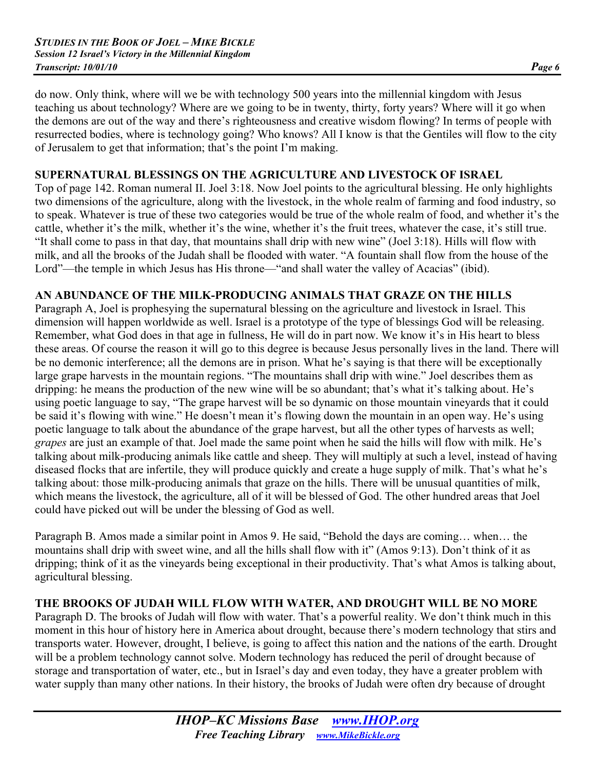do now. Only think, where will we be with technology 500 years into the millennial kingdom with Jesus teaching us about technology? Where are we going to be in twenty, thirty, forty years? Where will it go when the demons are out of the way and there's righteousness and creative wisdom flowing? In terms of people with resurrected bodies, where is technology going? Who knows? All I know is that the Gentiles will flow to the city of Jerusalem to get that information; that's the point I'm making.

## SUPERNATURAL BLESSINGS ON THE AGRICULTURE AND LIVESTOCK OF ISRAEL

Top of page 142. Roman numeral II. Joel 3:18. Now Joel points to the agricultural blessing. He only highlights two dimensions of the agriculture, along with the livestock, in the whole realm of farming and food industry, so to speak. Whatever is true of these two categories would be true of the whole realm of food, and whether it's the cattle, whether it's the milk, whether it's the wine, whether it's the fruit trees, whatever the case, it's still true. "It shall come to pass in that day, that mountains shall drip with new wine" (Joel 3:18). Hills will flow with milk, and all the brooks of the Judah shall be flooded with water. "A fountain shall flow from the house of the Lord"—the temple in which Jesus has His throne—"and shall water the valley of Acacias" (ibid).

## AN ABUNDANCE OF THE MILK-PRODUCING ANIMALS THAT GRAZE ON THE HILLS

Paragraph A, Joel is prophesying the supernatural blessing on the agriculture and livestock in Israel. This dimension will happen worldwide as well. Israel is a prototype of the type of blessings God will be releasing. Remember, what God does in that age in fullness, He will do in part now. We know it's in His heart to bless these areas. Of course the reason it will go to this degree is because Jesus personally lives in the land. There will be no demonic interference; all the demons are in prison. What he's saying is that there will be exceptionally large grape harvests in the mountain regions. "The mountains shall drip with wine." Joel describes them as dripping: he means the production of the new wine will be so abundant; that's what it's talking about. He's using poetic language to say, "The grape harvest will be so dynamic on those mountain vineyards that it could be said it's flowing with wine." He doesn't mean it's flowing down the mountain in an open way. He's using poetic language to talk about the abundance of the grape harvest, but all the other types of harvests as well; *grapes* are just an example of that. Joel made the same point when he said the hills will flow with milk. He's talking about milk-producing animals like cattle and sheep. They will multiply at such a level, instead of having diseased flocks that are infertile, they will produce quickly and create a huge supply of milk. That's what he's talking about: those milk-producing animals that graze on the hills. There will be unusual quantities of milk, which means the livestock, the agriculture, all of it will be blessed of God. The other hundred areas that Joel could have picked out will be under the blessing of God as well.

Paragraph B. Amos made a similar point in Amos 9. He said, "Behold the days are coming… when… the mountains shall drip with sweet wine, and all the hills shall flow with it" (Amos 9:13). Don't think of it as dripping; think of it as the vineyards being exceptional in their productivity. That's what Amos is talking about, agricultural blessing.

## THE BROOKS OF JUDAH WILL FLOW WITH WATER, AND DROUGHT WILL BE NO MORE

Paragraph D. The brooks of Judah will flow with water. That's a powerful reality. We don't think much in this moment in this hour of history here in America about drought, because there's modern technology that stirs and transports water. However, drought, I believe, is going to affect this nation and the nations of the earth. Drought will be a problem technology cannot solve. Modern technology has reduced the peril of drought because of storage and transportation of water, etc., but in Israel's day and even today, they have a greater problem with water supply than many other nations. In their history, the brooks of Judah were often dry because of drought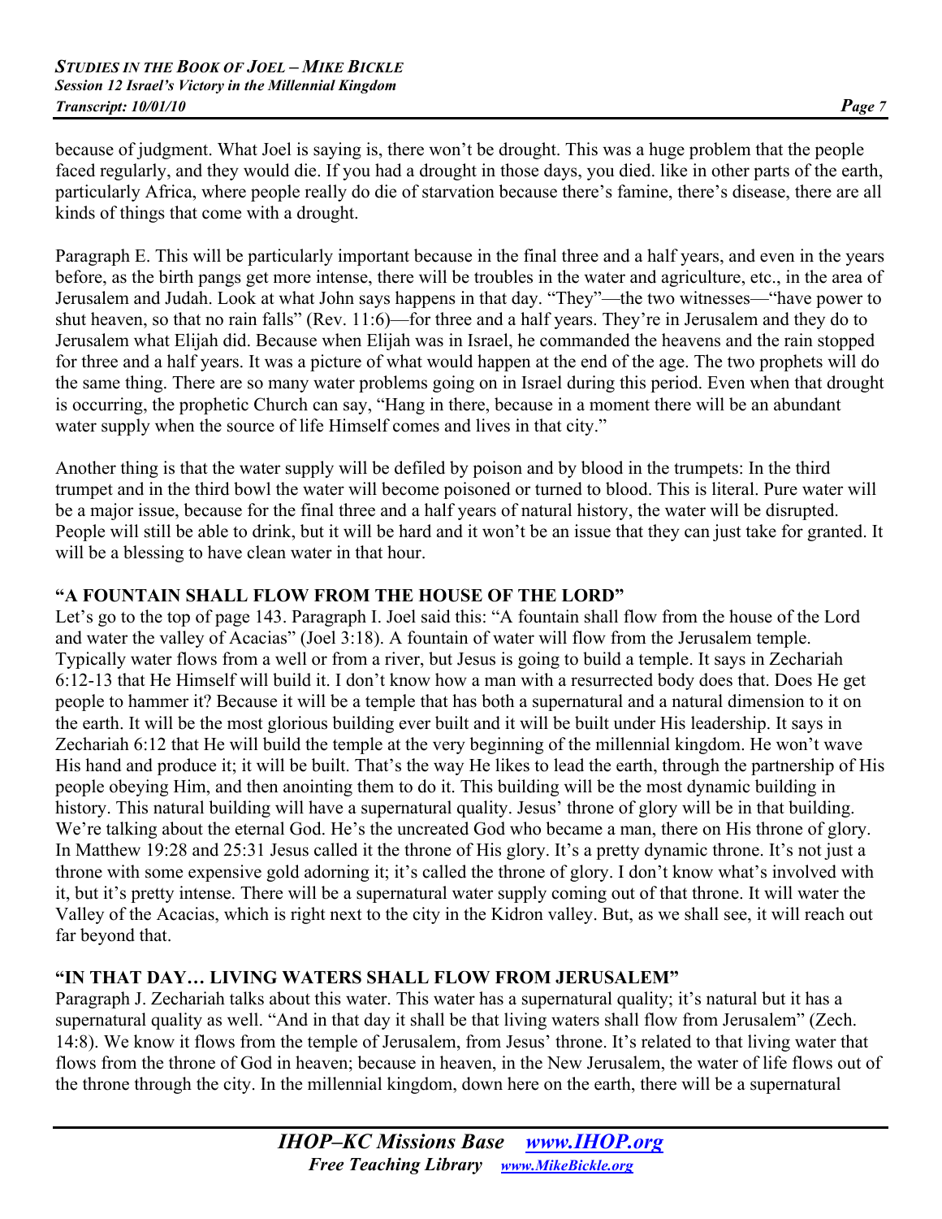because of judgment. What Joel is saying is, there won't be drought. This was a huge problem that the people faced regularly, and they would die. If you had a drought in those days, you died. like in other parts of the earth, particularly Africa, where people really do die of starvation because there's famine, there's disease, there are all kinds of things that come with a drought.

Paragraph E. This will be particularly important because in the final three and a half years, and even in the years before, as the birth pangs get more intense, there will be troubles in the water and agriculture, etc., in the area of Jerusalem and Judah. Look at what John says happens in that day. "They"—the two witnesses—"have power to shut heaven, so that no rain falls" (Rev. 11:6)—for three and a half years. They're in Jerusalem and they do to Jerusalem what Elijah did. Because when Elijah was in Israel, he commanded the heavens and the rain stopped for three and a half years. It was a picture of what would happen at the end of the age. The two prophets will do the same thing. There are so many water problems going on in Israel during this period. Even when that drought is occurring, the prophetic Church can say, "Hang in there, because in a moment there will be an abundant water supply when the source of life Himself comes and lives in that city."

Another thing is that the water supply will be defiled by poison and by blood in the trumpets: In the third trumpet and in the third bowl the water will become poisoned or turned to blood. This is literal. Pure water will be a major issue, because for the final three and a half years of natural history, the water will be disrupted. People will still be able to drink, but it will be hard and it won't be an issue that they can just take for granted. It will be a blessing to have clean water in that hour.

### "A FOUNTAIN SHALL FLOW FROM THE HOUSE OF THE LORD"

Let's go to the top of page 143. Paragraph I. Joel said this: "A fountain shall flow from the house of the Lord and water the valley of Acacias" (Joel 3:18). A fountain of water will flow from the Jerusalem temple. Typically water flows from a well or from a river, but Jesus is going to build a temple. It says in Zechariah 6:12-13 that He Himself will build it. I don't know how a man with a resurrected body does that. Does He get people to hammer it? Because it will be a temple that has both a supernatural and a natural dimension to it on the earth. It will be the most glorious building ever built and it will be built under His leadership. It says in Zechariah 6:12 that He will build the temple at the very beginning of the millennial kingdom. He won't wave His hand and produce it; it will be built. That's the way He likes to lead the earth, through the partnership of His people obeying Him, and then anointing them to do it. This building will be the most dynamic building in history. This natural building will have a supernatural quality. Jesus' throne of glory will be in that building. We're talking about the eternal God. He's the uncreated God who became a man, there on His throne of glory. In Matthew 19:28 and 25:31 Jesus called it the throne of His glory. It's a pretty dynamic throne. It's not just a throne with some expensive gold adorning it; it's called the throne of glory. I don't know what's involved with it, but it's pretty intense. There will be a supernatural water supply coming out of that throne. It will water the Valley of the Acacias, which is right next to the city in the Kidron valley. But, as we shall see, it will reach out far beyond that.

### "IN THAT DAY… LIVING WATERS SHALL FLOW FROM JERUSALEM"

Paragraph J. Zechariah talks about this water. This water has a supernatural quality; it's natural but it has a supernatural quality as well. "And in that day it shall be that living waters shall flow from Jerusalem" (Zech. 14:8). We know it flows from the temple of Jerusalem, from Jesus' throne. It's related to that living water that flows from the throne of God in heaven; because in heaven, in the New Jerusalem, the water of life flows out of the throne through the city. In the millennial kingdom, down here on the earth, there will be a supernatural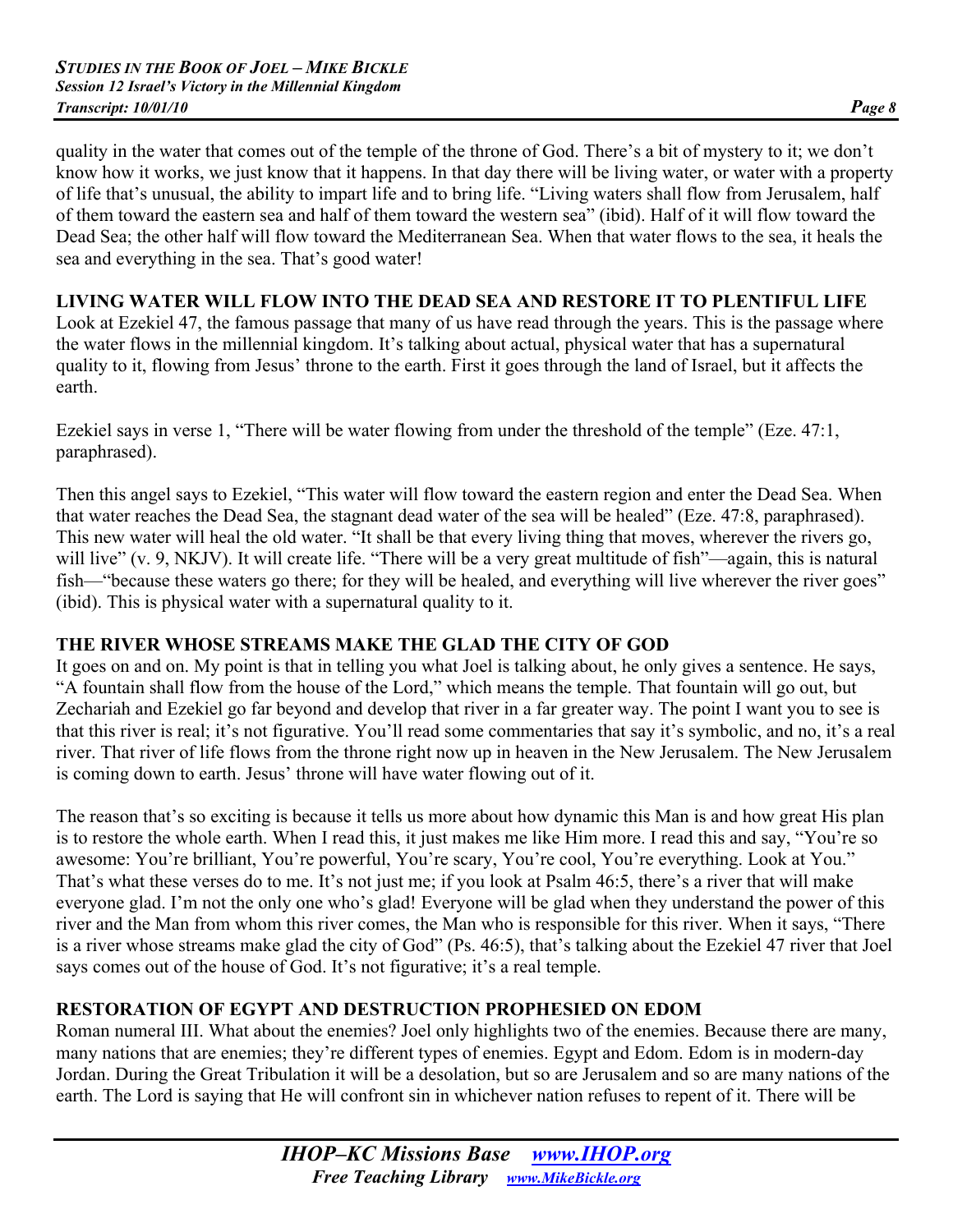quality in the water that comes out of the temple of the throne of God. There's a bit of mystery to it; we don't know how it works, we just know that it happens. In that day there will be living water, or water with a property of life that's unusual, the ability to impart life and to bring life. "Living waters shall flow from Jerusalem, half of them toward the eastern sea and half of them toward the western sea" (ibid). Half of it will flow toward the Dead Sea; the other half will flow toward the Mediterranean Sea. When that water flows to the sea, it heals the sea and everything in the sea. That's good water!

**LIVING WATER WILL FLOW INTO THE DEAD SEA AND RESTORE IT TO PLENTIFUL LIFE**

Look at Ezekiel 47, the famous passage that many of us have read through the years. This is the passage where the water flows in the millennial kingdom. It's talking about actual, physical water that has a supernatural quality to it, flowing from Jesus' throne to the earth. First it goes through the land of Israel, but it affects the earth.

Ezekiel says in verse 1, "There will be water flowing from under the threshold of the temple" (Eze. 47:1, paraphrased).

Then this angel says to Ezekiel, "This water will flow toward the eastern region and enter the Dead Sea. When that water reaches the Dead Sea, the stagnant dead water of the sea will be healed" (Eze. 47:8, paraphrased). This new water will heal the old water. "It shall be that every living thing that moves, wherever the rivers go, will live" (v. 9, NKJV). It will create life. "There will be a very great multitude of fish"—again, this is natural fish—"because these waters go there; for they will be healed, and everything will live wherever the river goes" (ibid). This is physical water with a supernatural quality to it.

**THE RIVER WHOSE STREAMS MAKE THE GLAD THE CITY OF GOD**

It goes on and on. My point is that in telling you what Joel is talking about, he only gives a sentence. He says, "A fountain shall flow from the house of the Lord," which means the temple. That fountain will go out, but Zechariah and Ezekiel go far beyond and develop that river in a far greater way. The point I want you to see is that this river is real; it's not figurative. You'll read some commentaries that say it's symbolic, and no, it's a real river. That river of life flows from the throne right now up in heaven in the New Jerusalem. The New Jerusalem is coming down to earth. Jesus' throne will have water flowing out of it.

The reason that's so exciting is because it tells us more about how dynamic this Man is and how great His plan is to restore the whole earth. When I read this, it just makes me like Him more. I read this and say, "You're so awesome: You're brilliant, You're powerful, You're scary, You're cool, You're everything. Look at You." That's what these verses do to me. It's not just me; if you look at Psalm 46:5, there's a river that will make everyone glad. I'm not the only one who's glad! Everyone will be glad when they understand the power of this river and the Man from whom this river comes, the Man who is responsible for this river. When it says, "There is a river whose streams make glad the city of God" (Ps. 46:5), that's talking about the Ezekiel 47 river that Joel says comes out of the house of God. It's not figurative; it's a real temple.

**RESTORATION OF EGYPT AND DESTRUCTION PROPHESIED ON EDOM**

Roman numeral III. What about the enemies? Joel only highlights two of the enemies. Because there are many, many nations that are enemies; they're different types of enemies. Egypt and Edom. Edom is in modern-day Jordan. During the Great Tribulation it will be a desolation, but so are Jerusalem and so are many nations of the earth. The Lord is saying that He will confront sin in whichever nation refuses to repent of it. There will be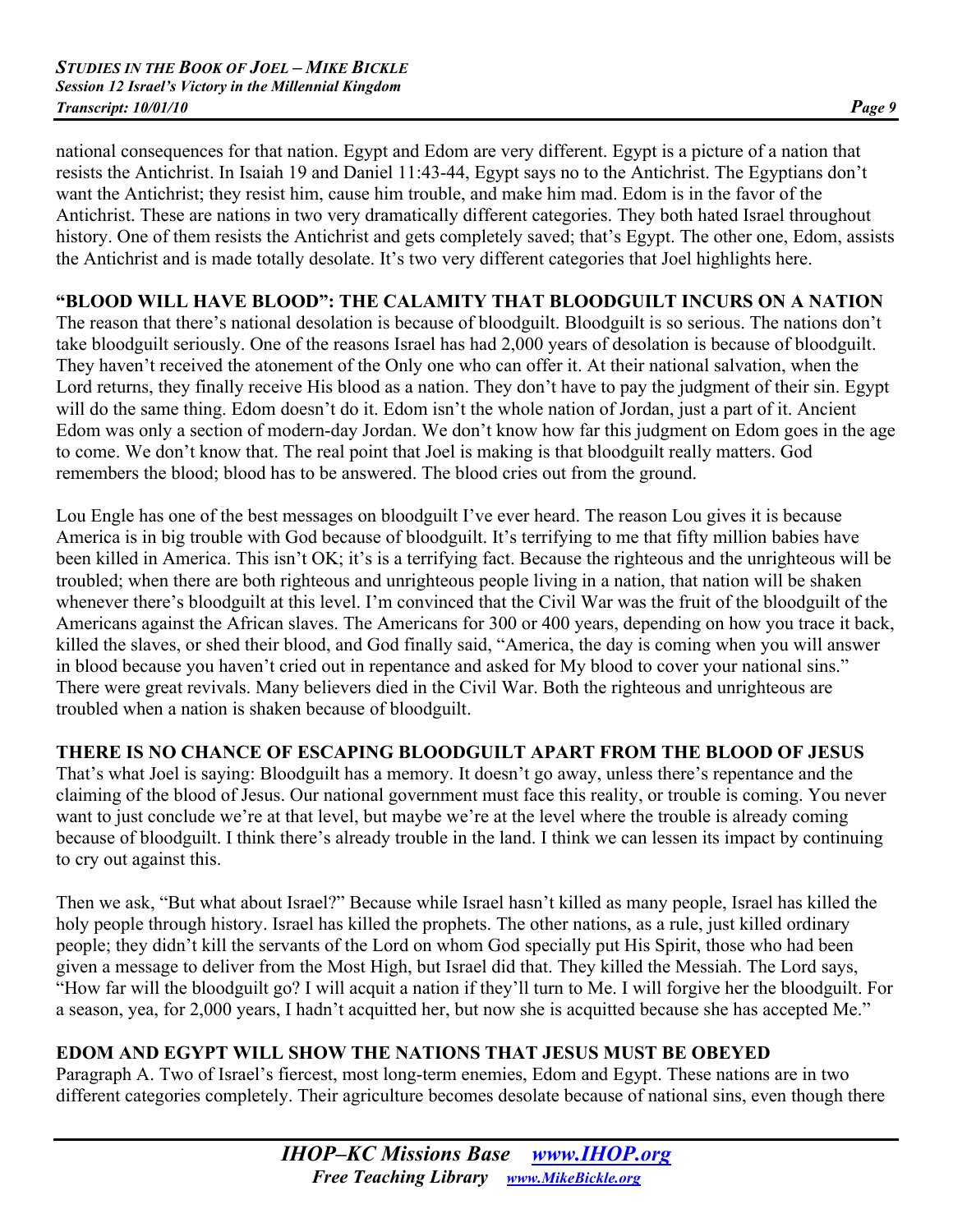national consequences for that nation. Egypt and Edom are very different. Egypt is a picture of a nation that resists the Antichrist. In Isaiah 19 and Daniel 11:43-44, Egypt says no to the Antichrist. The Egyptians don't want the Antichrist; they resist him, cause him trouble, and make him mad. Edom is in the favor of the Antichrist. These are nations in two very dramatically different categories. They both hated Israel throughout history. One of them resists the Antichrist and gets completely saved; that's Egypt. The other one, Edom, assists the Antichrist and is made totally desolate. It's two very different categories that Joel highlights here.

**"BLOOD WILL HAVE BLOOD": THE CALAMITY THAT BLOODGUILT INCURS ON A NATION**

The reason that there's national desolation is because of bloodguilt. Bloodguilt is so serious. The nations don't take bloodguilt seriously. One of the reasons Israel has had 2,000 years of desolation is because of bloodguilt. They haven't received the atonement of the Only one who can offer it. At their national salvation, when the Lord returns, they finally receive His blood as a nation. They don't have to pay the judgment of their sin. Egypt will do the same thing. Edom doesn't do it. Edom isn't the whole nation of Jordan, just a part of it. Ancient Edom was only a section of modern-day Jordan. We don't know how far this judgment on Edom goes in the age to come. We don't know that. The real point that Joel is making is that bloodguilt really matters. God remembers the blood; blood has to be answered. The blood cries out from the ground.

Lou Engle has one of the best messages on bloodguilt I've ever heard. The reason Lou gives it is because America is in big trouble with God because of bloodguilt. It's terrifying to me that fifty million babies have been killed in America. This isn't OK; it's is a terrifying fact. Because the righteous and the unrighteous will be troubled; when there are both righteous and unrighteous people living in a nation, that nation will be shaken whenever there's bloodguilt at this level. I'm convinced that the Civil War was the fruit of the bloodguilt of the Americans against the African slaves. The Americans for 300 or 400 years, depending on how you trace it back, killed the slaves, or shed their blood, and God finally said, "America, the day is coming when you will answer in blood because you haven't cried out in repentance and asked for My blood to cover your national sins." There were great revivals. Many believers died in the Civil War. Both the righteous and unrighteous are troubled when a nation is shaken because of bloodguilt.

**THERE IS NO CHANCE OF ESCAPING BLOODGUILT APART FROM THE BLOOD OF JESUS**

That's what Joel is saying: Bloodguilt has a memory. It doesn't go away, unless there's repentance and the claiming of the blood of Jesus. Our national government must face this reality, or trouble is coming. You never want to just conclude we're at that level, but maybe we're at the level where the trouble is already coming because of bloodguilt. I think there's already trouble in the land. I think we can lessen its impact by continuing to cry out against this.

Then we ask, "But what about Israel?" Because while Israel hasn't killed as many people, Israel has killed the holy people through history. Israel has killed the prophets. The other nations, as a rule, just killed ordinary people; they didn't kill the servants of the Lord on whom God specially put His Spirit, those who had been given a message to deliver from the Most High, but Israel did that. They killed the Messiah. The Lord says, "How far will the bloodguilt go? I will acquit a nation if they'll turn to Me. I will forgive her the bloodguilt. For a season, yea, for 2,000 years, I hadn't acquitted her, but now she is acquitted because she has accepted Me."

**EDOM AND EGYPT WILL SHOW THE NATIONS THAT JESUS MUST BE OBEYED**

Paragraph A. Two of Israel's fiercest, most long-term enemies, Edom and Egypt. These nations are in two different categories completely. Their agriculture becomes desolate because of national sins, even though there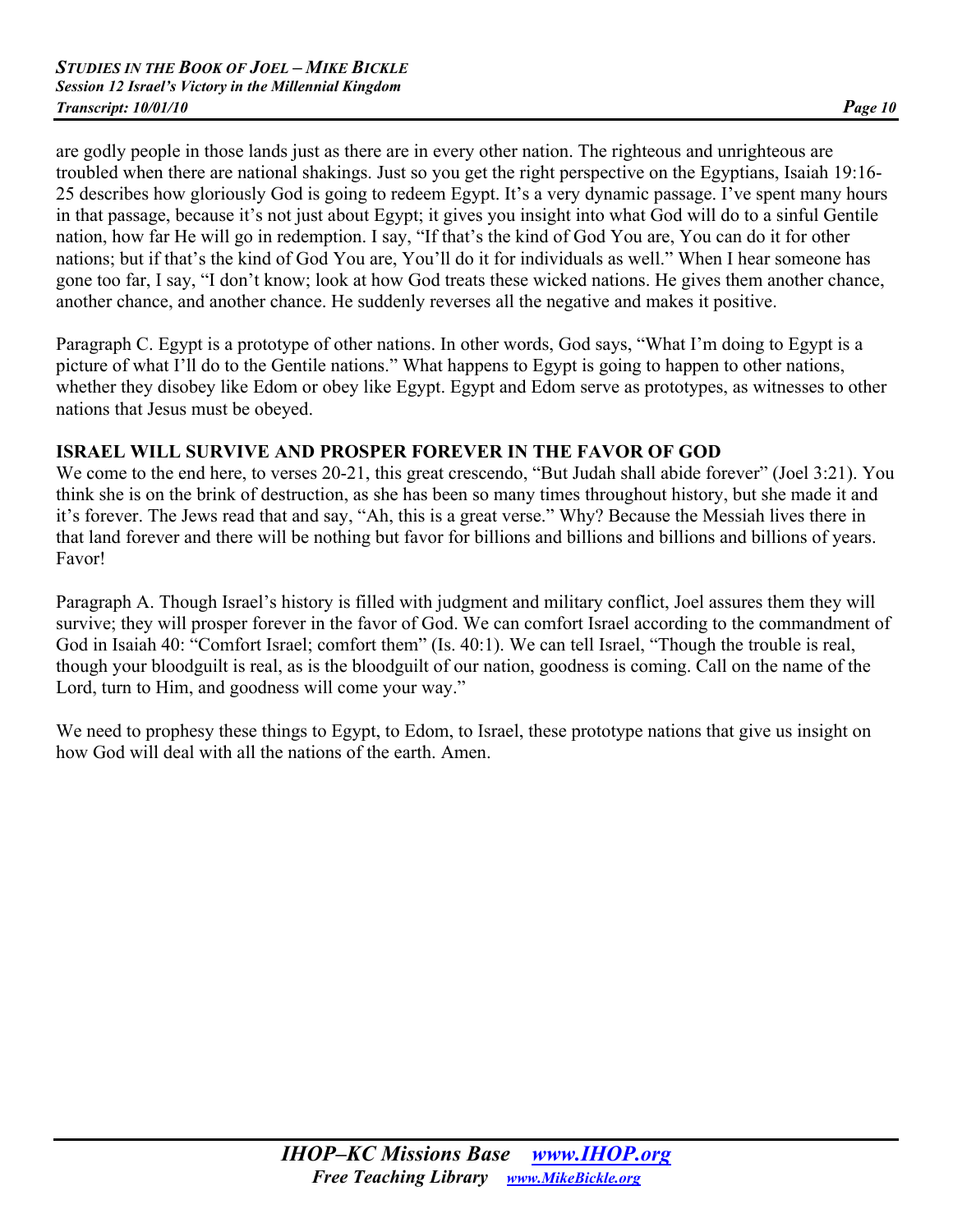are godly people in those lands just as there are in every other nation. The righteous and unrighteous are troubled when there are national shakings. Just so you get the right perspective on the Egyptians, Isaiah 19:16-25 describes how gloriously God is going to redeem Egypt. It's a very dynamic passage. I've spent many hours in that passage, because it's not just about Egypt; it gives you insight into what God will do to a sinful Gentile nation, how far He will go in redemption. I say, "If that's the kind of God You are, You can do it for other nations; but if that's the kind of God You are, You'll do it for individuals as well." When I hear someone has gone too far, I say, "I don't know; look at how God treats these wicked nations. He gives them another chance, another chance, and another chance. He suddenly reverses all the negative and makes it positive.

Paragraph C. Egypt is a prototype of other nations. In other words, God says, "What I'm doing to Egypt is a picture of what I'll do to the Gentile nations." What happens to Egypt is going to happen to other nations, whether they disobey like Edom or obey like Egypt. Egypt and Edom serve as prototypes, as witnesses to other nations that Jesus must be obeyed.

**ISRAEL WILL SURVIVE AND PROSPER FOREVER IN THE FAVOR OF GOD**

We come to the end here, to verses 20-21, this great crescendo, "But Judah shall abide forever" (Joel 3:21). You think she is on the brink of destruction, as she has been so many times throughout history, but she made it and it's forever. The Jews read that and say, "Ah, this is a great verse." Why? Because the Messiah lives there in that land forever and there will be nothing but favor for billions and billions and billions and billions of years. Favor!

Paragraph A. Though Israel's history is filled with judgment and military conflict, Joel assures them they will survive; they will prosper forever in the favor of God. We can comfort Israel according to the commandment of God in Isaiah 40: "Comfort Israel; comfort them" (Is. 40:1). We can tell Israel, "Though the trouble is real, though your bloodguilt is real, as is the bloodguilt of our nation, goodness is coming. Call on the name of the Lord, turn to Him, and goodness will come your way."

We need to prophesy these things to Egypt, to Edom, to Israel, these prototype nations that give us insight on how God will deal with all the nations of the earth. Amen.